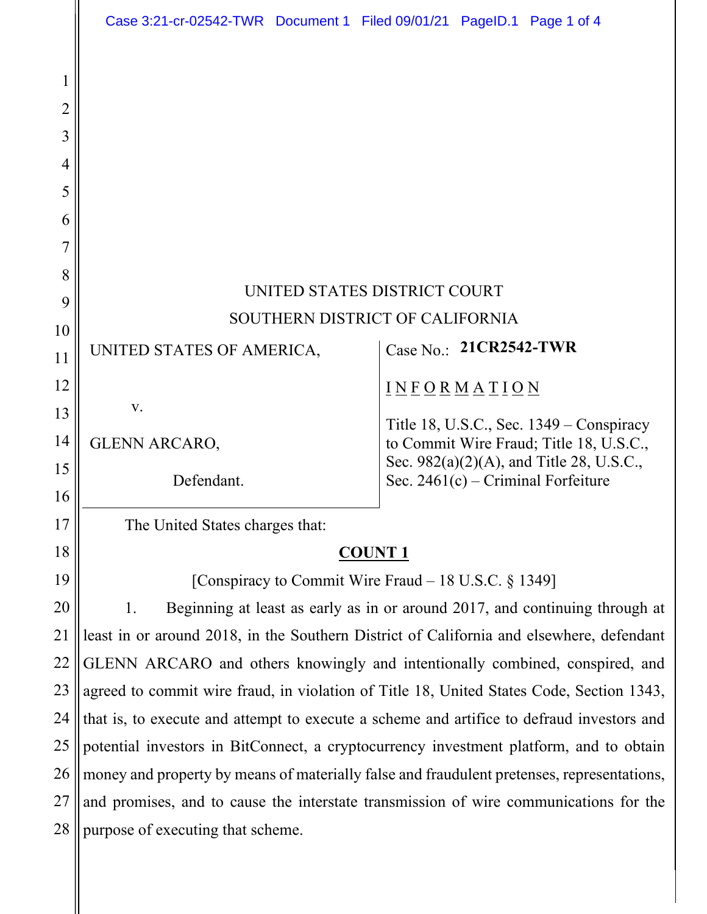UNITED STATES DISTRICT COURT

SOUTHERN DISTRICT OF CALIFORNIA

| | |
|---|---|
| UNITED STATES OF AMERICA,<br><br>v.<br><br>GLENN ARCARO,<br><br>Defendant. | Case No.: **21CR2542-TWR**<br><br>I N F O R M A T I O N<br><br>Title 18, U.S.C., Sec. 1349 – Conspiracy to Commit Wire Fraud; Title 18, U.S.C., Sec. 982(a)(2)(A), and Title 28, U.S.C., Sec. 2461(c) – Criminal Forfeiture |

The United States charges that:

**COUNT 1**

[Conspiracy to Commit Wire Fraud – 18 U.S.C. § 1349]

1. Beginning at least as early as in or around 2017, and continuing through at least in or around 2018, in the Southern District of California and elsewhere, defendant GLENN ARCARO and others knowingly and intentionally combined, conspired, and agreed to commit wire fraud, in violation of Title 18, United States Code, Section 1343, that is, to execute and attempt to execute a scheme and artifice to defraud investors and potential investors in BitConnect, a cryptocurrency investment platform, and to obtain money and property by means of materially false and fraudulent pretenses, representations, and promises, and to cause the interstate transmission of wire communications for the purpose of executing that scheme.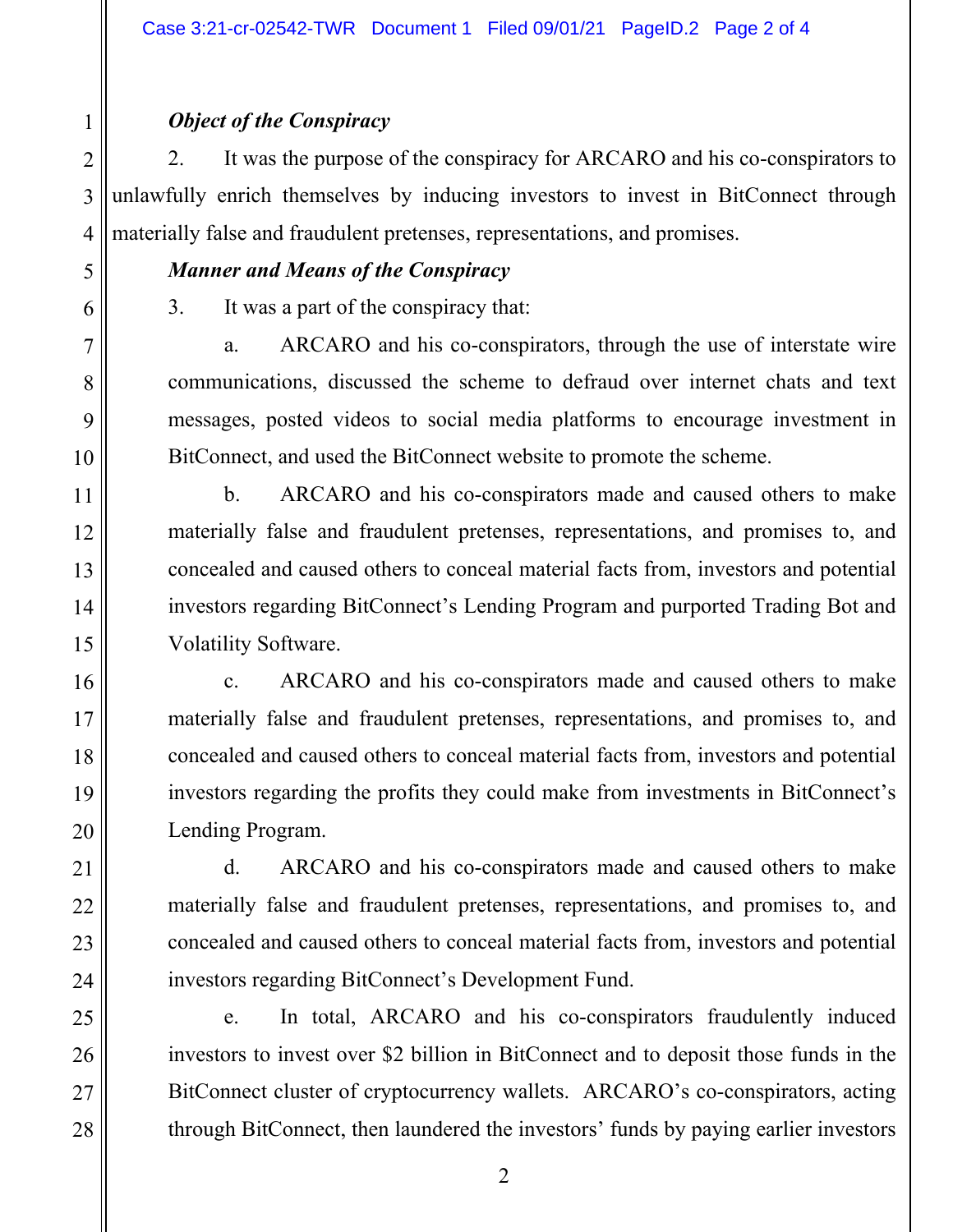***Object of the Conspiracy***

2. It was the purpose of the conspiracy for ARCARO and his co-conspirators to unlawfully enrich themselves by inducing investors to invest in BitConnect through materially false and fraudulent pretenses, representations, and promises.

***Manner and Means of the Conspiracy***

3. It was a part of the conspiracy that:

a. ARCARO and his co-conspirators, through the use of interstate wire communications, discussed the scheme to defraud over internet chats and text messages, posted videos to social media platforms to encourage investment in BitConnect, and used the BitConnect website to promote the scheme.

b. ARCARO and his co-conspirators made and caused others to make materially false and fraudulent pretenses, representations, and promises to, and concealed and caused others to conceal material facts from, investors and potential investors regarding BitConnect's Lending Program and purported Trading Bot and Volatility Software.

c. ARCARO and his co-conspirators made and caused others to make materially false and fraudulent pretenses, representations, and promises to, and concealed and caused others to conceal material facts from, investors and potential investors regarding the profits they could make from investments in BitConnect's Lending Program.

d. ARCARO and his co-conspirators made and caused others to make materially false and fraudulent pretenses, representations, and promises to, and concealed and caused others to conceal material facts from, investors and potential investors regarding BitConnect's Development Fund.

e. In total, ARCARO and his co-conspirators fraudulently induced investors to invest over $2 billion in BitConnect and to deposit those funds in the BitConnect cluster of cryptocurrency wallets. ARCARO's co-conspirators, acting through BitConnect, then laundered the investors' funds by paying earlier investors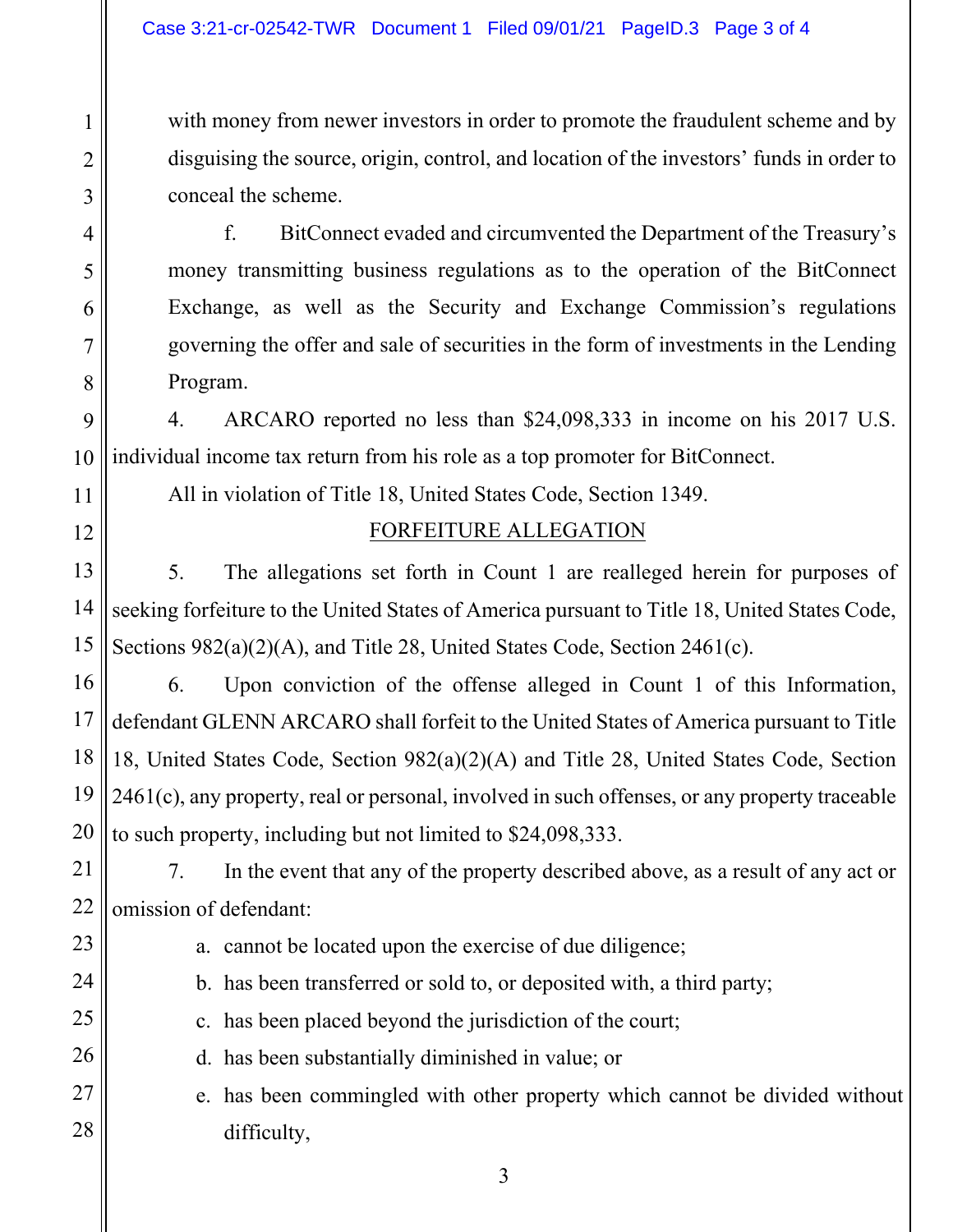with money from newer investors in order to promote the fraudulent scheme and by disguising the source, origin, control, and location of the investors' funds in order to conceal the scheme.

f. BitConnect evaded and circumvented the Department of the Treasury's money transmitting business regulations as to the operation of the BitConnect Exchange, as well as the Security and Exchange Commission's regulations governing the offer and sale of securities in the form of investments in the Lending Program.

4. ARCARO reported no less than $24,098,333 in income on his 2017 U.S. individual income tax return from his role as a top promoter for BitConnect.

All in violation of Title 18, United States Code, Section 1349.

FORFEITURE ALLEGATION

5. The allegations set forth in Count 1 are realleged herein for purposes of seeking forfeiture to the United States of America pursuant to Title 18, United States Code, Sections 982(a)(2)(A), and Title 28, United States Code, Section 2461(c).

6. Upon conviction of the offense alleged in Count 1 of this Information, defendant GLENN ARCARO shall forfeit to the United States of America pursuant to Title 18, United States Code, Section 982(a)(2)(A) and Title 28, United States Code, Section 2461(c), any property, real or personal, involved in such offenses, or any property traceable to such property, including but not limited to $24,098,333.

7. In the event that any of the property described above, as a result of any act or omission of defendant:

a. cannot be located upon the exercise of due diligence;
b. has been transferred or sold to, or deposited with, a third party;
c. has been placed beyond the jurisdiction of the court;
d. has been substantially diminished in value; or
e. has been commingled with other property which cannot be divided without difficulty,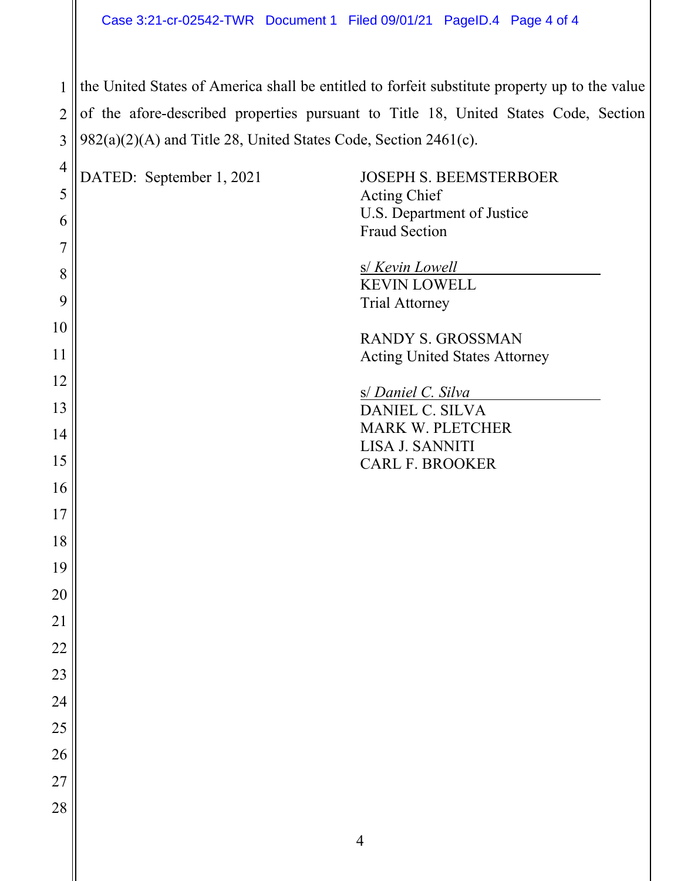the United States of America shall be entitled to forfeit substitute property up to the value of the afore-described properties pursuant to Title 18, United States Code, Section 982(a)(2)(A) and Title 28, United States Code, Section 2461(c).

DATED: September 1, 2021

JOSEPH S. BEEMSTERBOER
Acting Chief
U.S. Department of Justice
Fraud Section

s/ *Kevin Lowell*
KEVIN LOWELL
Trial Attorney

RANDY S. GROSSMAN
Acting United States Attorney

s/ *Daniel C. Silva*
DANIEL C. SILVA
MARK W. PLETCHER
LISA J. SANNITI
CARL F. BROOKER